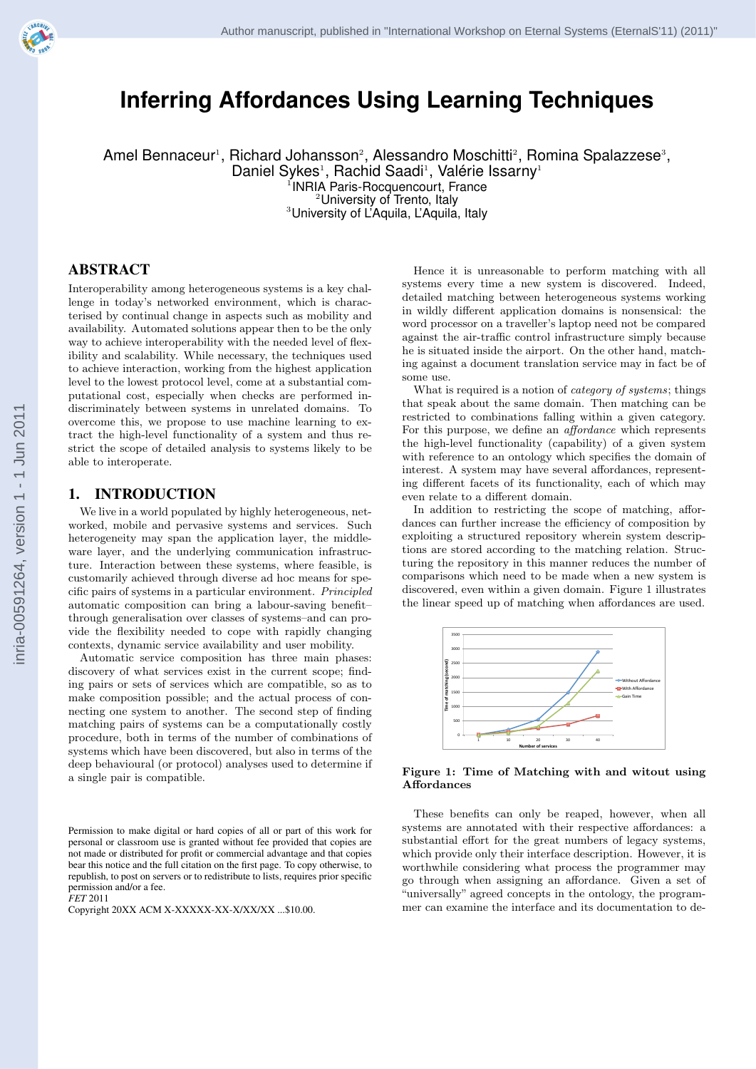# Inferring Affordances Using Learning Techniques

Amel Bennaceur[1], Richard Johansson[2], Alessandro Moschitti[2], Romina Spalazzese[3], Daniel Sykes[1], Rachid Saadi[1], Valérie Issarny[1]

[1]INRIA Paris-Rocquencourt, France
[2]University of Trento, Italy
[3]University of L'Aquila, L'Aquila, Italy

## ABSTRACT

Interoperability among heterogeneous systems is a key challenge in today's networked environment, which is characterised by continual change in aspects such as mobility and availability. Automated solutions appear then to be the only way to achieve interoperability with the needed level of flexibility and scalability. While necessary, the techniques used to achieve interaction, working from the highest application level to the lowest protocol level, come at a substantial computational cost, especially when checks are performed indiscriminately between systems in unrelated domains. To overcome this, we propose to use machine learning to extract the high-level functionality of a system and thus restrict the scope of detailed analysis to systems likely to be able to interoperate.

## 1. INTRODUCTION

We live in a world populated by highly heterogeneous, networked, mobile and pervasive systems and services. Such heterogeneity may span the application layer, the middleware layer, and the underlying communication infrastructure. Interaction between these systems, where feasible, is customarily achieved through diverse ad hoc means for specific pairs of systems in a particular environment. *Principled* automatic composition can bring a labour-saving benefit–through generalisation over classes of systems–and can provide the flexibility needed to cope with rapidly changing contexts, dynamic service availability and user mobility.

Automatic service composition has three main phases: discovery of what services exist in the current scope; finding pairs or sets of services which are compatible, so as to make composition possible; and the actual process of connecting one system to another. The second step of finding matching pairs of systems can be a computationally costly procedure, both in terms of the number of combinations of systems which have been discovered, but also in terms of the deep behavioural (or protocol) analyses used to determine if a single pair is compatible.

Permission to make digital or hard copies of all or part of this work for personal or classroom use is granted without fee provided that copies are not made or distributed for profit or commercial advantage and that copies bear this notice and the full citation on the first page. To copy otherwise, to republish, to post on servers or to redistribute to lists, requires prior specific permission and/or a fee.
*FET* 2011
Copyright 20XX ACM X-XXXXX-XX-X/XX/XX ...$10.00.

Hence it is unreasonable to perform matching with all systems every time a new system is discovered. Indeed, detailed matching between heterogeneous systems working in wildly different application domains is nonsensical: the word processor on a traveller's laptop need not be compared against the air-traffic control infrastructure simply because he is situated inside the airport. On the other hand, matching against a document translation service may in fact be of some use.

What is required is a notion of *category of systems*; things that speak about the same domain. Then matching can be restricted to combinations falling within a given category. For this purpose, we define an *affordance* which represents the high-level functionality (capability) of a given system with reference to an ontology which specifies the domain of interest. A system may have several affordances, representing different facets of its functionality, each of which may even relate to a different domain.

In addition to restricting the scope of matching, affordances can further increase the efficiency of composition by exploiting a structured repository wherein system descriptions are stored according to the matching relation. Structuring the repository in this manner reduces the number of comparisons which need to be made when a new system is discovered, even within a given domain. Figure 1 illustrates the linear speed up of matching when affordances are used.

3500
3000
2500
2000
1500
1000
500
0
Time of matching (second)
1 10 20 30 40
Number of services
Without Affordance
With Affordance
Gain Time

**Figure 1: Time of Matching with and witout using Affordances**

These benefits can only be reaped, however, when all systems are annotated with their respective affordances: a substantial effort for the great numbers of legacy systems, which provide only their interface description. However, it is worthwhile considering what process the programmer may go through when assigning an affordance. Given a set of "universally" agreed concepts in the ontology, the programmer can examine the interface and its documentation to de-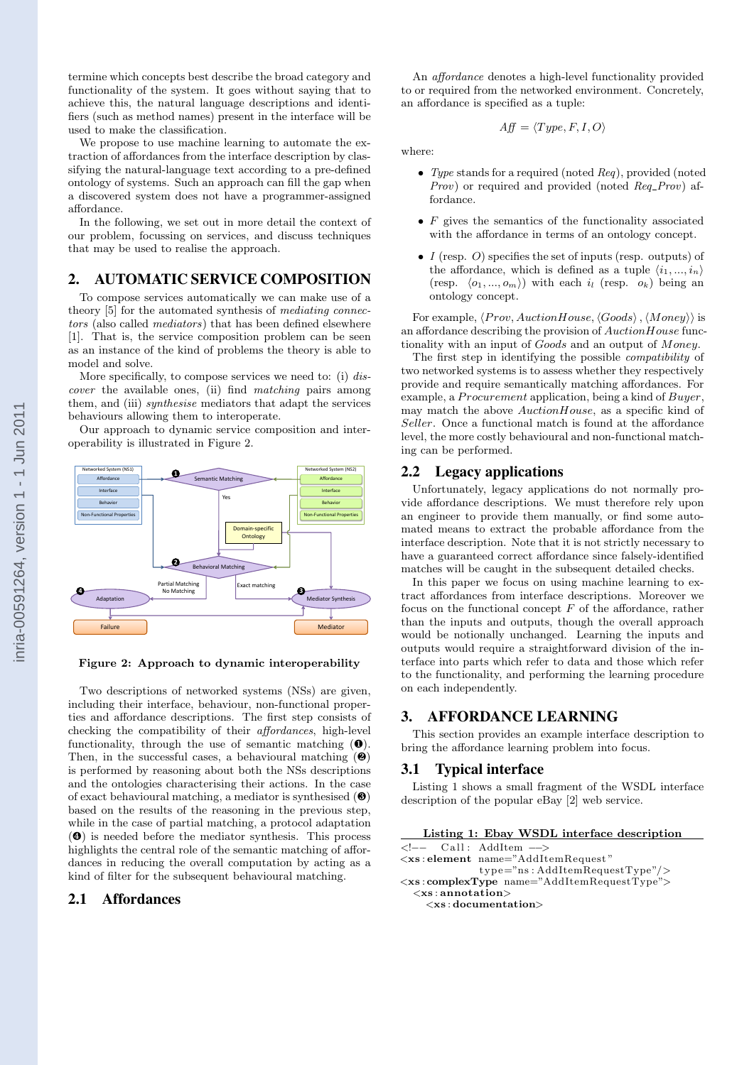termine which concepts best describe the broad category and functionality of the system. It goes without saying that to achieve this, the natural language descriptions and identifiers (such as method names) present in the interface will be used to make the classification.

We propose to use machine learning to automate the extraction of affordances from the interface description by classifying the natural-language text according to a pre-defined ontology of systems. Such an approach can fill the gap when a discovered system does not have a programmer-assigned affordance.

In the following, we set out in more detail the context of our problem, focussing on services, and discuss techniques that may be used to realise the approach.

## 2. AUTOMATIC SERVICE COMPOSITION

To compose services automatically we can make use of a theory [5] for the automated synthesis of *mediating connectors* (also called *mediators*) that has been defined elsewhere [1]. That is, the service composition problem can be seen as an instance of the kind of problems the theory is able to model and solve.

More specifically, to compose services we need to: (i) *discover* the available ones, (ii) find *matching* pairs among them, and (iii) *synthesise* mediators that adapt the services behaviours allowing them to interoperate.

Our approach to dynamic service composition and interoperability is illustrated in Figure 2.

**Figure 2: Approach to dynamic interoperability**

Two descriptions of networked systems (NSs) are given, including their interface, behaviour, non-functional properties and affordance descriptions. The first step consists of checking the compatibility of their *affordances*, high-level functionality, through the use of semantic matching (❶). Then, in the successful cases, a behavioural matching (❷) is performed by reasoning about both the NSs descriptions and the ontologies characterising their actions. In the case of exact behavioural matching, a mediator is synthesised (❸) based on the results of the reasoning in the previous step, while in the case of partial matching, a protocol adaptation (❹) is needed before the mediator synthesis. This process highlights the central role of the semantic matching of affordances in reducing the overall computation by acting as a kind of filter for the subsequent behavioural matching.

### 2.1 Affordances

An *affordance* denotes a high-level functionality provided to or required from the networked environment. Concretely, an affordance is specified as a tuple:

$$Aff = \langle Type, F, I, O \rangle$$

where:

- *Type* stands for a required (noted *Req*), provided (noted *Prov*) or required and provided (noted *Req_Prov*) affordance.
- $F$ gives the semantics of the functionality associated with the affordance in terms of an ontology concept.
- $I$ (resp. $O$) specifies the set of inputs (resp. outputs) of the affordance, which is defined as a tuple $\langle i_1, ..., i_n \rangle$ (resp. $\langle o_1, ..., o_m \rangle$) with each $i_l$ (resp. $o_k$) being an ontology concept.

For example, $\langle Prov, AuctionHouse, \langle Goods \rangle, \langle Money \rangle \rangle$ is an affordance describing the provision of $AuctionHouse$ functionality with an input of $Goods$ and an output of $Money$.

The first step in identifying the possible *compatibility* of two networked systems is to assess whether they respectively provide and require semantically matching affordances. For example, a $Procurement$ application, being a kind of $Buyer$, may match the above $AuctionHouse$, as a specific kind of $Seller$. Once a functional match is found at the affordance level, the more costly behavioural and non-functional matching can be performed.

### 2.2 Legacy applications

Unfortunately, legacy applications do not normally provide affordance descriptions. We must therefore rely upon an engineer to provide them manually, or find some automated means to extract the probable affordance from the interface description. Note that it is not strictly necessary to have a guaranteed correct affordance since falsely-identified matches will be caught in the subsequent detailed checks.

In this paper we focus on using machine learning to extract affordances from interface descriptions. Moreover we focus on the functional concept $F$ of the affordance, rather than the inputs and outputs, though the overall approach would be notionally unchanged. Learning the inputs and outputs would require a straightforward division of the interface into parts which refer to data and those which refer to the functionality, and performing the learning procedure on each independently.

## 3. AFFORDANCE LEARNING

This section provides an example interface description to bring the affordance learning problem into focus.

### 3.1 Typical interface

Listing 1 shows a small fragment of the WSDL interface description of the popular eBay [2] web service.

**Listing 1: Ebay WSDL interface description**

```
<!-- Call: AddItem -->
<xs:element name="AddItemRequest"
            type="ns:AddItemRequestType"/>
<xs:complexType name="AddItemRequestType">
  <xs:annotation>
    <xs:documentation>
```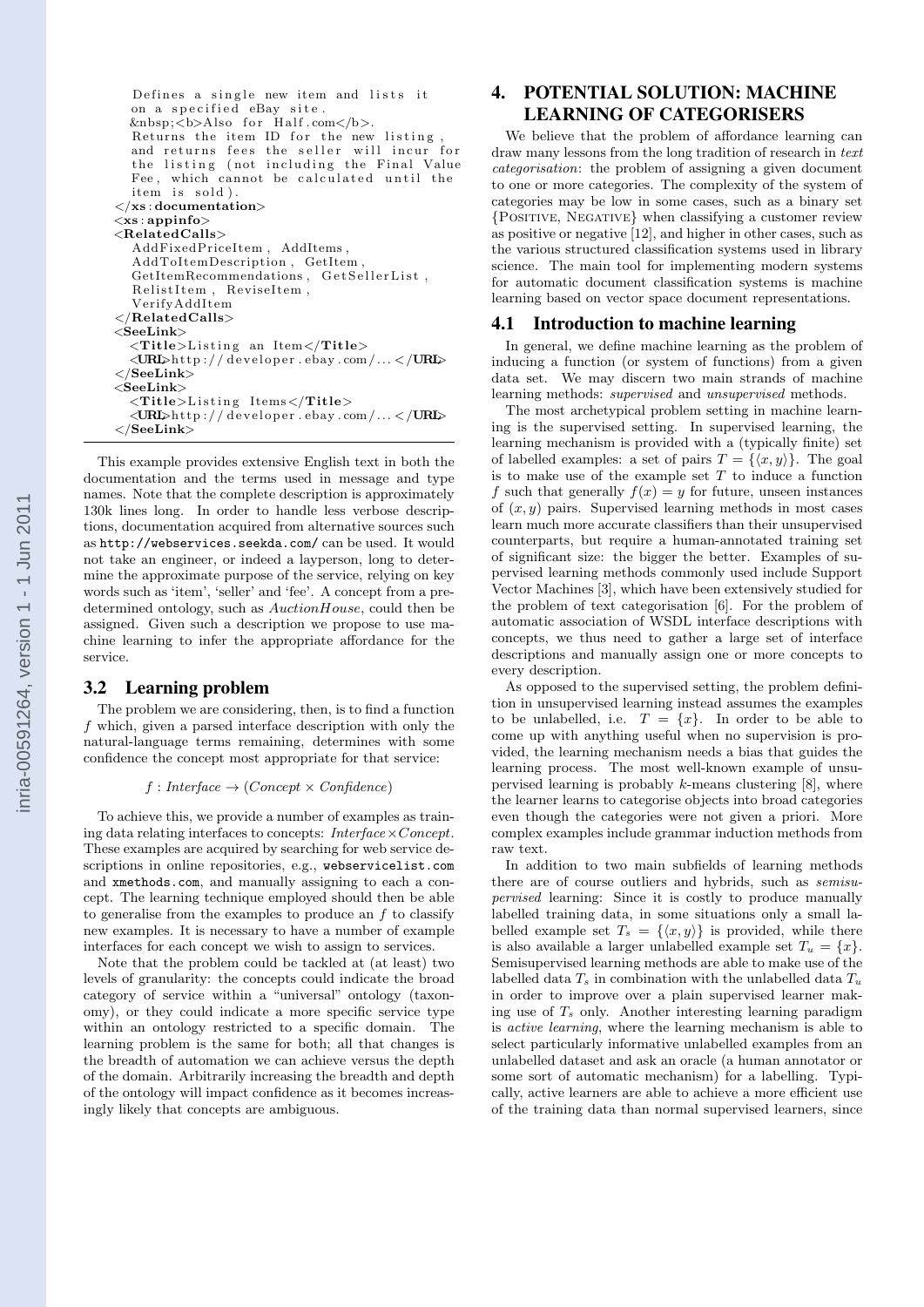```
    Defines a single new item and lists it
    on a specified eBay site.
    &nbsp;<b>Also for Half.com</b>.
    Returns the item ID for the new listing,
    and returns fees the seller will incur for
    the listing (not including the Final Value
    Fee, which cannot be calculated until the
    item is sold).
  </xs:documentation>
  <xs:appinfo>
  <RelatedCalls>
    AddFixedPriceItem, AddItems,
    AddToItemDescription, GetItem,
    GetItemRecommendations, GetSellerList,
    RelistItem, ReviseItem,
    VerifyAddItem
  </RelatedCalls>
  <SeeLink>
    <Title>Listing an Item</Title>
    <URL>http://developer.ebay.com/...</URL>
  </SeeLink>
  <SeeLink>
    <Title>Listing Items</Title>
    <URL>http://developer.ebay.com/...</URL>
  </SeeLink>
```

This example provides extensive English text in both the documentation and the terms used in message and type names. Note that the complete description is approximately 130k lines long. In order to handle less verbose descriptions, documentation acquired from alternative sources such as http://webservices.seekda.com/ can be used. It would not take an engineer, or indeed a layperson, long to determine the approximate purpose of the service, relying on key words such as 'item', 'seller' and 'fee'. A concept from a predetermined ontology, such as *AuctionHouse*, could then be assigned. Given such a description we propose to use machine learning to infer the appropriate affordance for the service.

### 3.2 Learning problem

The problem we are considering, then, is to find a function $f$ which, given a parsed interface description with only the natural-language terms remaining, determines with some confidence the concept most appropriate for that service:

$$f : Interface \to (Concept \times Confidence)$$

To achieve this, we provide a number of examples as training data relating interfaces to concepts: $Interface \times Concept$. These examples are acquired by searching for web service descriptions in online repositories, e.g., webservicelist.com and xmethods.com, and manually assigning to each a concept. The learning technique employed should then be able to generalise from the examples to produce an $f$ to classify new examples. It is necessary to have a number of example interfaces for each concept we wish to assign to services.

Note that the problem could be tackled at (at least) two levels of granularity: the concepts could indicate the broad category of service within a "universal" ontology (taxonomy), or they could indicate a more specific service type within an ontology restricted to a specific domain. The learning problem is the same for both; all that changes is the breadth of automation we can achieve versus the depth of the domain. Arbitrarily increasing the breadth and depth of the ontology will impact confidence as it becomes increasingly likely that concepts are ambiguous.

## 4. POTENTIAL SOLUTION: MACHINE LEARNING OF CATEGORISERS

We believe that the problem of affordance learning can draw many lessons from the long tradition of research in *text categorisation*: the problem of assigning a given document to one or more categories. The complexity of the system of categories may be low in some cases, such as a binary set {POSITIVE, NEGATIVE} when classifying a customer review as positive or negative [12], and higher in other cases, such as the various structured classification systems used in library science. The main tool for implementing modern systems for automatic document classification systems is machine learning based on vector space document representations.

### 4.1 Introduction to machine learning

In general, we define machine learning as the problem of inducing a function (or system of functions) from a given data set. We may discern two main strands of machine learning methods: *supervised* and *unsupervised* methods.

The most archetypical problem setting in machine learning is the supervised setting. In supervised learning, the learning mechanism is provided with a (typically finite) set of labelled examples: a set of pairs $T = \{\langle x, y \rangle\}$. The goal is to make use of the example set $T$ to induce a function $f$ such that generally $f(x) = y$ for future, unseen instances of $(x, y)$ pairs. Supervised learning methods in most cases learn much more accurate classifiers than their unsupervised counterparts, but require a human-annotated training set of significant size: the bigger the better. Examples of supervised learning methods commonly used include Support Vector Machines [3], which have been extensively studied for the problem of text categorisation [6]. For the problem of automatic association of WSDL interface descriptions with concepts, we thus need to gather a large set of interface descriptions and manually assign one or more concepts to every description.

As opposed to the supervised setting, the problem definition in unsupervised learning instead assumes the examples to be unlabelled, i.e. $T = \{x\}$. In order to be able to come up with anything useful when no supervision is provided, the learning mechanism needs a bias that guides the learning process. The most well-known example of unsupervised learning is probably $k$-means clustering [8], where the learner learns to categorise objects into broad categories even though the categories were not given a priori. More complex examples include grammar induction methods from raw text.

In addition to two main subfields of learning methods there are of course outliers and hybrids, such as *semisupervised* learning: Since it is costly to produce manually labelled training data, in some situations only a small labelled example set $T_s = \{\langle x, y \rangle\}$ is provided, while there is also available a larger unlabelled example set $T_u = \{x\}$. Semisupervised learning methods are able to make use of the labelled data $T_s$ in combination with the unlabelled data $T_u$ in order to improve over a plain supervised learner making use of $T_s$ only. Another interesting learning paradigm is *active learning*, where the learning mechanism is able to select particularly informative unlabelled examples from an unlabelled dataset and ask an oracle (a human annotator or some sort of automatic mechanism) for a labelling. Typically, active learners are able to achieve a more efficient use of the training data than normal supervised learners, since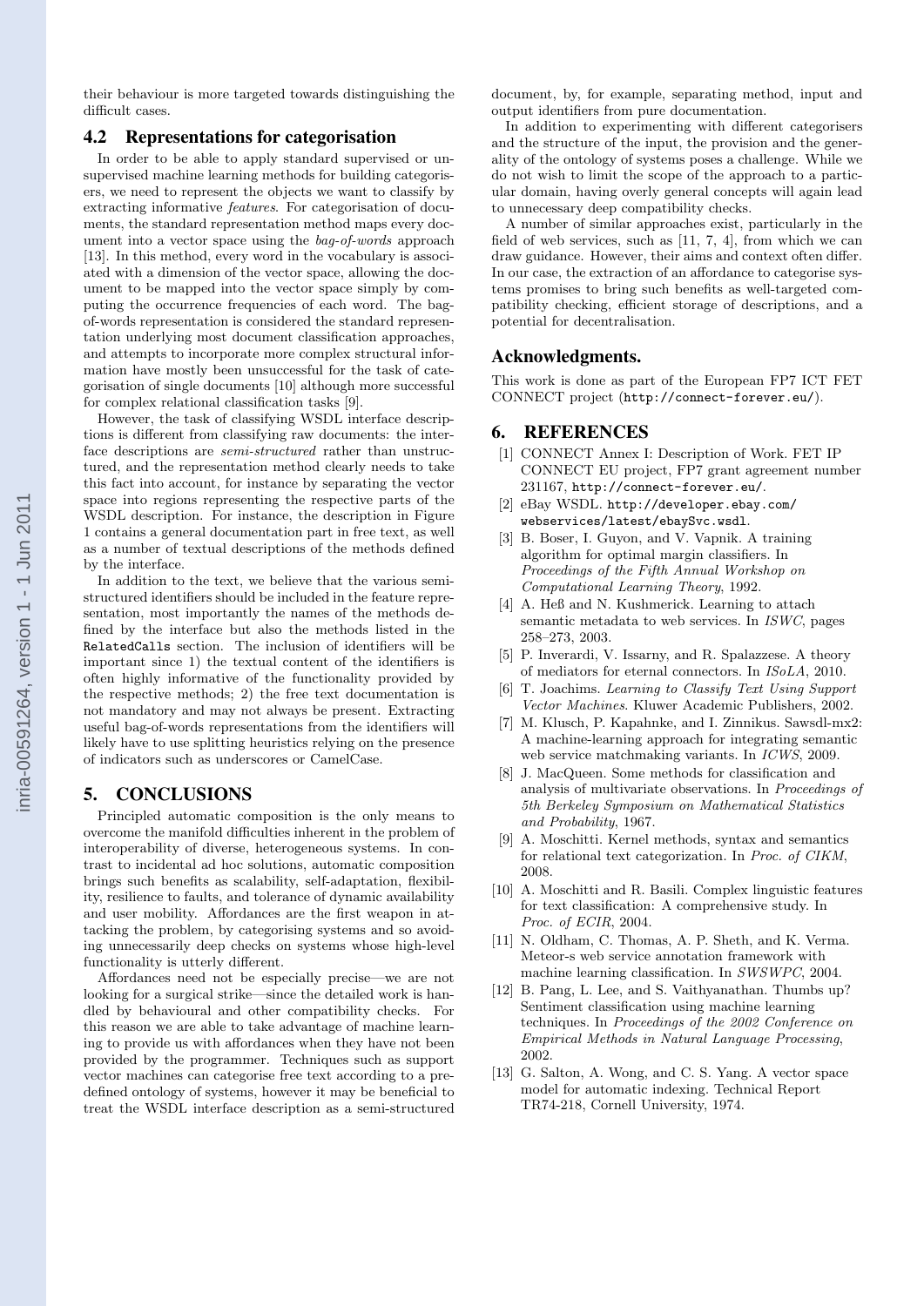their behaviour is more targeted towards distinguishing the difficult cases.

### 4.2 Representations for categorisation

In order to be able to apply standard supervised or unsupervised machine learning methods for building categorisers, we need to represent the objects we want to classify by extracting informative *features*. For categorisation of documents, the standard representation method maps every document into a vector space using the *bag-of-words* approach [13]. In this method, every word in the vocabulary is associated with a dimension of the vector space, allowing the document to be mapped into the vector space simply by computing the occurrence frequencies of each word. The bag-of-words representation is considered the standard representation underlying most document classification approaches, and attempts to incorporate more complex structural information have mostly been unsuccessful for the task of categorisation of single documents [10] although more successful for complex relational classification tasks [9].

However, the task of classifying WSDL interface descriptions is different from classifying raw documents: the interface descriptions are *semi-structured* rather than unstructured, and the representation method clearly needs to take this fact into account, for instance by separating the vector space into regions representing the respective parts of the WSDL description. For instance, the description in Figure 1 contains a general documentation part in free text, as well as a number of textual descriptions of the methods defined by the interface.

In addition to the text, we believe that the various semi-structured identifiers should be included in the feature representation, most importantly the names of the methods defined by the interface but also the methods listed in the `RelatedCalls` section. The inclusion of identifiers will be important since 1) the textual content of the identifiers is often highly informative of the functionality provided by the respective methods; 2) the free text documentation is not mandatory and may not always be present. Extracting useful bag-of-words representations from the identifiers will likely have to use splitting heuristics relying on the presence of indicators such as underscores or CamelCase.

## 5. CONCLUSIONS

Principled automatic composition is the only means to overcome the manifold difficulties inherent in the problem of interoperability of diverse, heterogeneous systems. In contrast to incidental ad hoc solutions, automatic composition brings such benefits as scalability, self-adaptation, flexibility, resilience to faults, and tolerance of dynamic availability and user mobility. Affordances are the first weapon in attacking the problem, by categorising systems and so avoiding unnecessarily deep checks on systems whose high-level functionality is utterly different.

Affordances need not be especially precise—we are not looking for a surgical strike—since the detailed work is handled by behavioural and other compatibility checks. For this reason we are able to take advantage of machine learning to provide us with affordances when they have not been provided by the programmer. Techniques such as support vector machines can categorise free text according to a predefined ontology of systems, however it may be beneficial to treat the WSDL interface description as a semi-structured document, by, for example, separating method, input and output identifiers from pure documentation.

In addition to experimenting with different categorisers and the structure of the input, the provision and the generality of the ontology of systems poses a challenge. While we do not wish to limit the scope of the approach to a particular domain, having overly general concepts will again lead to unnecessary deep compatibility checks.

A number of similar approaches exist, particularly in the field of web services, such as [11, 7, 4], from which we can draw guidance. However, their aims and context often differ. In our case, the extraction of an affordance to categorise systems promises to bring such benefits as well-targeted compatibility checking, efficient storage of descriptions, and a potential for decentralisation.

## Acknowledgments.

This work is done as part of the European FP7 ICT FET CONNECT project (`http://connect-forever.eu/`).

## 6. REFERENCES

[1] CONNECT Annex I: Description of Work. FET IP CONNECT EU project, FP7 grant agreement number 231167, `http://connect-forever.eu/`.

[2] eBay WSDL. `http://developer.ebay.com/webservices/latest/ebaySvc.wsdl`.

[3] B. Boser, I. Guyon, and V. Vapnik. A training algorithm for optimal margin classifiers. In *Proceedings of the Fifth Annual Workshop on Computational Learning Theory*, 1992.

[4] A. Heß and N. Kushmerick. Learning to attach semantic metadata to web services. In *ISWC*, pages 258–273, 2003.

[5] P. Inverardi, V. Issarny, and R. Spalazzese. A theory of mediators for eternal connectors. In *ISoLA*, 2010.

[6] T. Joachims. *Learning to Classify Text Using Support Vector Machines*. Kluwer Academic Publishers, 2002.

[7] M. Klusch, P. Kapahnke, and I. Zinnikus. Sawsdl-mx2: A machine-learning approach for integrating semantic web service matchmaking variants. In *ICWS*, 2009.

[8] J. MacQueen. Some methods for classification and analysis of multivariate observations. In *Proceedings of 5th Berkeley Symposium on Mathematical Statistics and Probability*, 1967.

[9] A. Moschitti. Kernel methods, syntax and semantics for relational text categorization. In *Proc. of CIKM*, 2008.

[10] A. Moschitti and R. Basili. Complex linguistic features for text classification: A comprehensive study. In *Proc. of ECIR*, 2004.

[11] N. Oldham, C. Thomas, A. P. Sheth, and K. Verma. Meteor-s web service annotation framework with machine learning classification. In *SWSWPC*, 2004.

[12] B. Pang, L. Lee, and S. Vaithyanathan. Thumbs up? Sentiment classification using machine learning techniques. In *Proceedings of the 2002 Conference on Empirical Methods in Natural Language Processing*, 2002.

[13] G. Salton, A. Wong, and C. S. Yang. A vector space model for automatic indexing. Technical Report TR74-218, Cornell University, 1974.